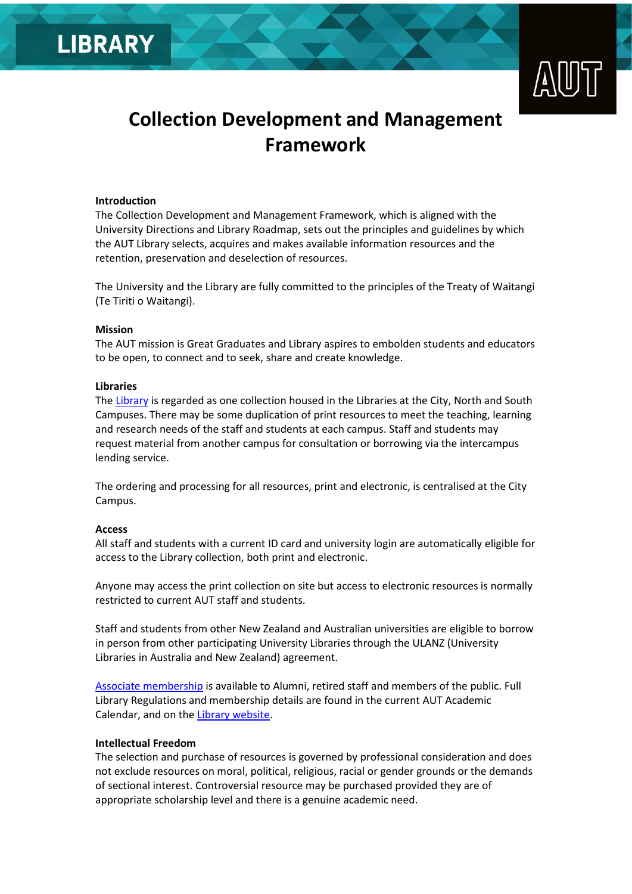# Collection Development and Management Framework

## Introduction

The Collection Development and Management Framework, which is aligned with the University Directions and Library Roadmap, sets out the principles and guidelines by which the AUT Library selects, acquires and makes available information resources and the retention, preservation and deselection of resources.

The University and the Library are fully committed to the principles of the Treaty of Waitangi (Te Tiriti o Waitangi).

## Mission

The AUT mission is Great Graduates and Library aspires to embolden students and educators to be open, to connect and to seek, share and create knowledge.

## Libraries

The Library is regarded as one collection housed in the Libraries at the City, North and South Campuses. There may be some duplication of print resources to meet the teaching, learning and research needs of the staff and students at each campus. Staff and students may request material from another campus for consultation or borrowing via the intercampus lending service.

The ordering and processing for all resources, print and electronic, is centralised at the City Campus.

## Access

All staff and students with a current ID card and university login are automatically eligible for access to the Library collection, both print and electronic.

Anyone may access the print collection on site but access to electronic resources is normally restricted to current AUT staff and students.

Staff and students from other New Zealand and Australian universities are eligible to borrow in person from other participating University Libraries through the ULANZ (University Libraries in Australia and New Zealand) agreement.

Associate membership is available to Alumni, retired staff and members of the public. Full Library Regulations and membership details are found in the current AUT Academic Calendar, and on the Library website.

## Intellectual Freedom

The selection and purchase of resources is governed by professional consideration and does not exclude resources on moral, political, religious, racial or gender grounds or the demands of sectional interest. Controversial resource may be purchased provided they are of appropriate scholarship level and there is a genuine academic need.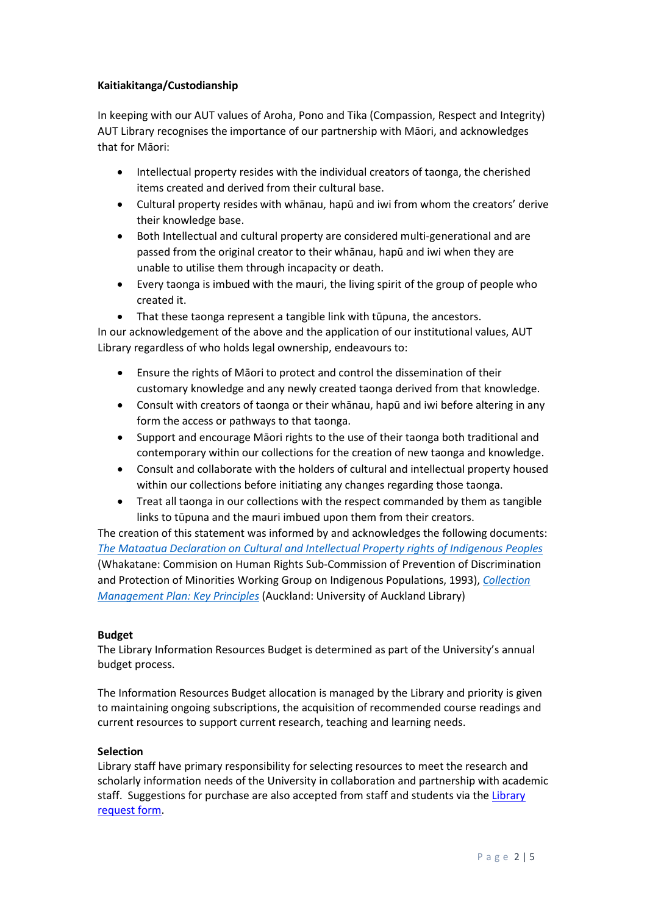**Kaitiakitanga/Custodianship**

In keeping with our AUT values of Aroha, Pono and Tika (Compassion, Respect and Integrity) AUT Library recognises the importance of our partnership with Māori, and acknowledges that for Māori:

- Intellectual property resides with the individual creators of taonga, the cherished items created and derived from their cultural base.
- Cultural property resides with whānau, hapū and iwi from whom the creators' derive their knowledge base.
- Both Intellectual and cultural property are considered multi-generational and are passed from the original creator to their whānau, hapū and iwi when they are unable to utilise them through incapacity or death.
- Every taonga is imbued with the mauri, the living spirit of the group of people who created it.
- That these taonga represent a tangible link with tūpuna, the ancestors.

In our acknowledgement of the above and the application of our institutional values, AUT Library regardless of who holds legal ownership, endeavours to:

- Ensure the rights of Māori to protect and control the dissemination of their customary knowledge and any newly created taonga derived from that knowledge.
- Consult with creators of taonga or their whānau, hapū and iwi before altering in any form the access or pathways to that taonga.
- Support and encourage Māori rights to the use of their taonga both traditional and contemporary within our collections for the creation of new taonga and knowledge.
- Consult and collaborate with the holders of cultural and intellectual property housed within our collections before initiating any changes regarding those taonga.
- Treat all taonga in our collections with the respect commanded by them as tangible links to tūpuna and the mauri imbued upon them from their creators.

The creation of this statement was informed by and acknowledges the following documents: *The Mataatua Declaration on Cultural and Intellectual Property rights of Indigenous Peoples* (Whakatane: Commision on Human Rights Sub-Commission of Prevention of Discrimination and Protection of Minorities Working Group on Indigenous Populations, 1993), *Collection Management Plan: Key Principles* (Auckland: University of Auckland Library)

**Budget**

The Library Information Resources Budget is determined as part of the University's annual budget process.

The Information Resources Budget allocation is managed by the Library and priority is given to maintaining ongoing subscriptions, the acquisition of recommended course readings and current resources to support current research, teaching and learning needs.

**Selection**

Library staff have primary responsibility for selecting resources to meet the research and scholarly information needs of the University in collaboration and partnership with academic staff. Suggestions for purchase are also accepted from staff and students via the Library request form.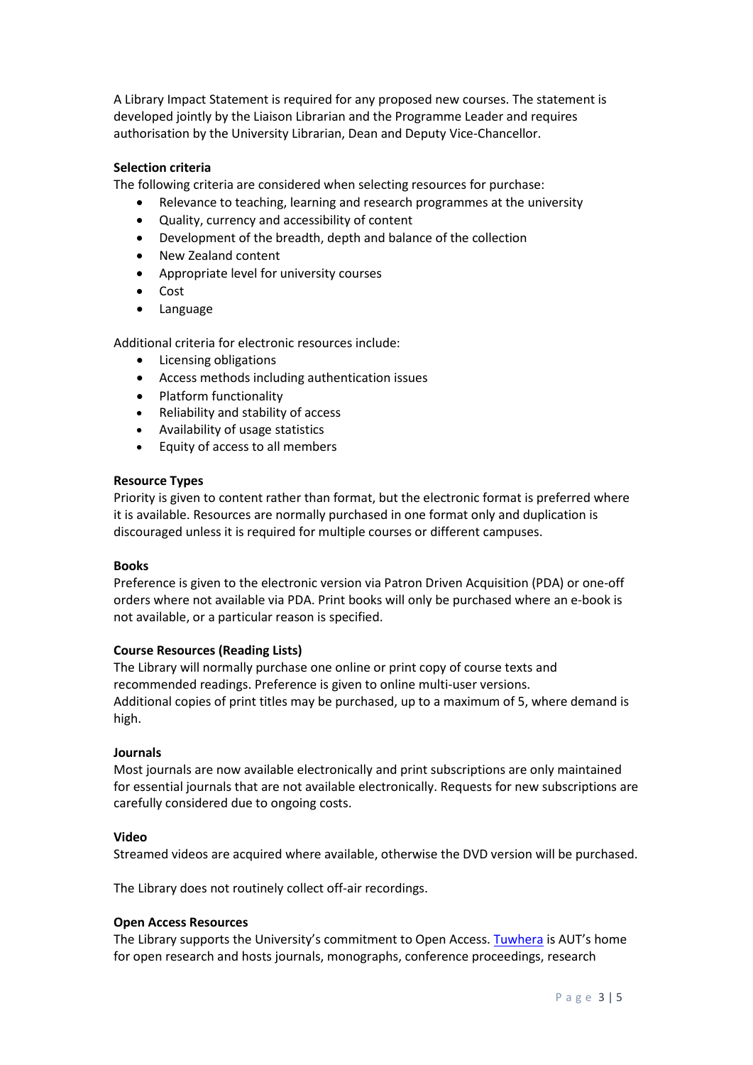A Library Impact Statement is required for any proposed new courses. The statement is developed jointly by the Liaison Librarian and the Programme Leader and requires authorisation by the University Librarian, Dean and Deputy Vice-Chancellor.

**Selection criteria**

The following criteria are considered when selecting resources for purchase:

- Relevance to teaching, learning and research programmes at the university
- Quality, currency and accessibility of content
- Development of the breadth, depth and balance of the collection
- New Zealand content
- Appropriate level for university courses
- Cost
- Language

Additional criteria for electronic resources include:

- Licensing obligations
- Access methods including authentication issues
- Platform functionality
- Reliability and stability of access
- Availability of usage statistics
- Equity of access to all members

**Resource Types**

Priority is given to content rather than format, but the electronic format is preferred where it is available. Resources are normally purchased in one format only and duplication is discouraged unless it is required for multiple courses or different campuses.

**Books**

Preference is given to the electronic version via Patron Driven Acquisition (PDA) or one-off orders where not available via PDA. Print books will only be purchased where an e-book is not available, or a particular reason is specified.

**Course Resources (Reading Lists)**

The Library will normally purchase one online or print copy of course texts and recommended readings. Preference is given to online multi-user versions.
Additional copies of print titles may be purchased, up to a maximum of 5, where demand is high.

**Journals**

Most journals are now available electronically and print subscriptions are only maintained for essential journals that are not available electronically. Requests for new subscriptions are carefully considered due to ongoing costs.

**Video**

Streamed videos are acquired where available, otherwise the DVD version will be purchased.

The Library does not routinely collect off-air recordings.

**Open Access Resources**

The Library supports the University's commitment to Open Access. [Tuwhera] is AUT's home for open research and hosts journals, monographs, conference proceedings, research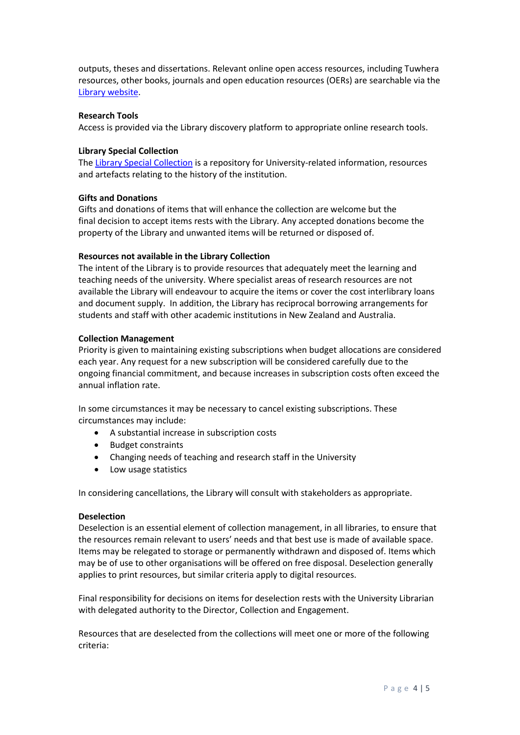outputs, theses and dissertations. Relevant online open access resources, including Tuwhera resources, other books, journals and open education resources (OERs) are searchable via the [Library website](#).

**Research Tools**

Access is provided via the Library discovery platform to appropriate online research tools.

**Library Special Collection**

The [Library Special Collection](#) is a repository for University-related information, resources and artefacts relating to the history of the institution.

**Gifts and Donations**

Gifts and donations of items that will enhance the collection are welcome but the final decision to accept items rests with the Library. Any accepted donations become the property of the Library and unwanted items will be returned or disposed of.

**Resources not available in the Library Collection**

The intent of the Library is to provide resources that adequately meet the learning and teaching needs of the university. Where specialist areas of research resources are not available the Library will endeavour to acquire the items or cover the cost interlibrary loans and document supply. In addition, the Library has reciprocal borrowing arrangements for students and staff with other academic institutions in New Zealand and Australia.

**Collection Management**

Priority is given to maintaining existing subscriptions when budget allocations are considered each year. Any request for a new subscription will be considered carefully due to the ongoing financial commitment, and because increases in subscription costs often exceed the annual inflation rate.

In some circumstances it may be necessary to cancel existing subscriptions. These circumstances may include:

- A substantial increase in subscription costs
- Budget constraints
- Changing needs of teaching and research staff in the University
- Low usage statistics

In considering cancellations, the Library will consult with stakeholders as appropriate.

**Deselection**

Deselection is an essential element of collection management, in all libraries, to ensure that the resources remain relevant to users' needs and that best use is made of available space. Items may be relegated to storage or permanently withdrawn and disposed of. Items which may be of use to other organisations will be offered on free disposal. Deselection generally applies to print resources, but similar criteria apply to digital resources.

Final responsibility for decisions on items for deselection rests with the University Librarian with delegated authority to the Director, Collection and Engagement.

Resources that are deselected from the collections will meet one or more of the following criteria: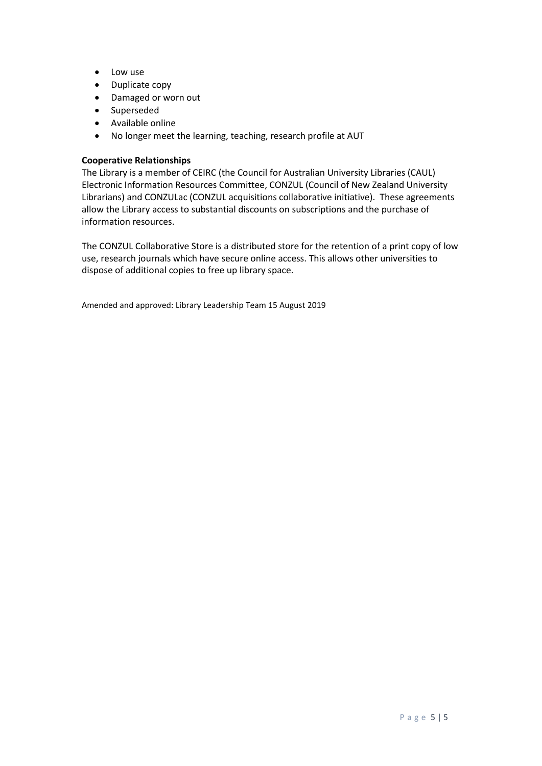- Low use
- Duplicate copy
- Damaged or worn out
- Superseded
- Available online
- No longer meet the learning, teaching, research profile at AUT

**Cooperative Relationships**

The Library is a member of CEIRC (the Council for Australian University Libraries (CAUL) Electronic Information Resources Committee, CONZUL (Council of New Zealand University Librarians) and CONZULac (CONZUL acquisitions collaborative initiative). These agreements allow the Library access to substantial discounts on subscriptions and the purchase of information resources.

The CONZUL Collaborative Store is a distributed store for the retention of a print copy of low use, research journals which have secure online access. This allows other universities to dispose of additional copies to free up library space.

Amended and approved: Library Leadership Team 15 August 2019